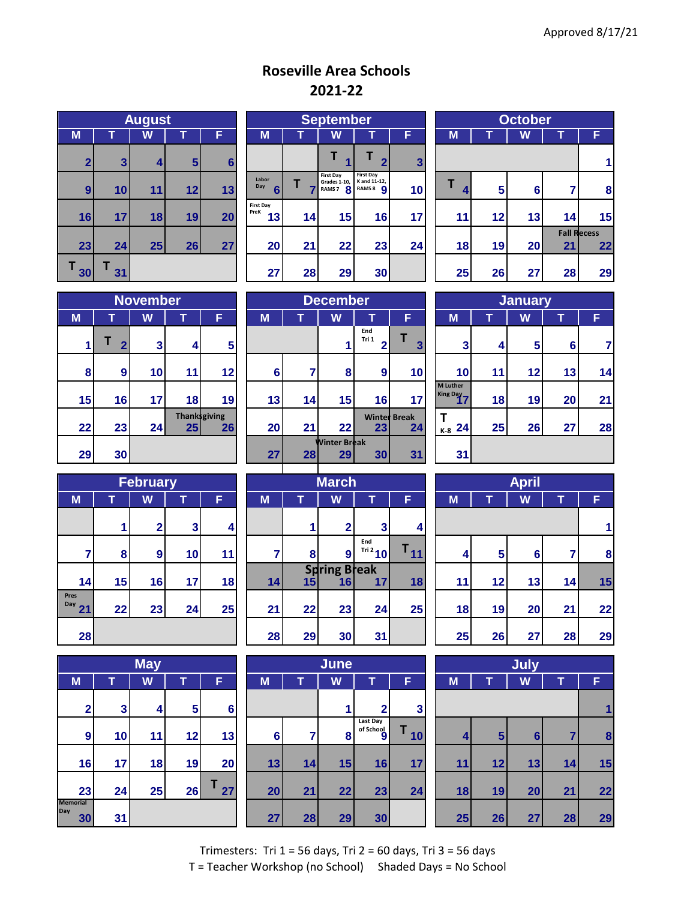Approved 8/17/21

# Roseville Area Schools
## 2021-22

### August

| M | T | W | T | F |
|---|---|---|---|---|
| 2 | 3 | 4 | 5 | 6 |
| 9 | 10 | 11 | 12 | 13 |
| 16 | 17 | 18 | 19 | 20 |
| 23 | 24 | 25 | 26 | 27 |
| T 30 | T 31 | | | |

### September

| M | T | W | T | F |
|---|---|---|---|---|
| | | T 1 | T 2 | 3 |
| Labor Day 6 | T 7 | First Day Grades 1-10, RAMS 7 8 | First Day K and 11-12, RAMS 8 9 | 10 |
| First Day PreK 13 | 14 | 15 | 16 | 17 |
| 20 | 21 | 22 | 23 | 24 |
| 27 | 28 | 29 | 30 | |

### October

| M | T | W | T | F |
|---|---|---|---|---|
| | | | | 1 |
| T 4 | 5 | 6 | 7 | 8 |
| 11 | 12 | 13 | 14 | 15 |
| 18 | 19 | 20 | Fall Recess 21 | 22 |
| 25 | 26 | 27 | 28 | 29 |

### November

| M | T | W | T | F |
|---|---|---|---|---|
| 1 | T 2 | 3 | 4 | 5 |
| 8 | 9 | 10 | 11 | 12 |
| 15 | 16 | 17 | 18 | 19 |
| 22 | 23 | 24 | Thanksgiving 25 | 26 |
| 29 | 30 | | | |

### December

| M | T | W | T | F |
|---|---|---|---|---|
| | | 1 | End Tri 1 2 | T 3 |
| 6 | 7 | 8 | 9 | 10 |
| 13 | 14 | 15 | 16 | 17 |
| 20 | 21 | 22 | Winter Break 23 | 24 |
| 27 | 28 | Winter Break 29 | 30 | 31 |

### January

| M | T | W | T | F |
|---|---|---|---|---|
| 3 | 4 | 5 | 6 | 7 |
| 10 | 11 | 12 | 13 | 14 |
| M Luther King Day 17 | 18 | 19 | 20 | 21 |
| T K-8 24 | 25 | 26 | 27 | 28 |
| 31 | | | | |

### February

| M | T | W | T | F |
|---|---|---|---|---|
| | 1 | 2 | 3 | 4 |
| 7 | 8 | 9 | 10 | 11 |
| 14 | 15 | 16 | 17 | 18 |
| Pres Day 21 | 22 | 23 | 24 | 25 |
| 28 | | | | |

### March

| M | T | W | T | F |
|---|---|---|---|---|
| | 1 | 2 | 3 | 4 |
| 7 | 8 | 9 | End Tri 2 10 | T 11 |
| 14 | Spring Break 15 | 16 | 17 | 18 |
| 21 | 22 | 23 | 24 | 25 |
| 28 | 29 | 30 | 31 | |

### April

| M | T | W | T | F |
|---|---|---|---|---|
| | | | | 1 |
| 4 | 5 | 6 | 7 | 8 |
| 11 | 12 | 13 | 14 | 15 |
| 18 | 19 | 20 | 21 | 22 |
| 25 | 26 | 27 | 28 | 29 |

### May

| M | T | W | T | F |
|---|---|---|---|---|
| 2 | 3 | 4 | 5 | 6 |
| 9 | 10 | 11 | 12 | 13 |
| 16 | 17 | 18 | 19 | 20 |
| 23 | 24 | 25 | 26 | T 27 |
| Memorial Day 30 | 31 | | | |

### June

| M | T | W | T | F |
|---|---|---|---|---|
| | | 1 | 2 | 3 |
| 6 | 7 | 8 | Last Day of School 9 | T 10 |
| 13 | 14 | 15 | 16 | 17 |
| 20 | 21 | 22 | 23 | 24 |
| 27 | 28 | 29 | 30 | |

### July

| M | T | W | T | F |
|---|---|---|---|---|
| | | | | 1 |
| 4 | 5 | 6 | 7 | 8 |
| 11 | 12 | 13 | 14 | 15 |
| 18 | 19 | 20 | 21 | 22 |
| 25 | 26 | 27 | 28 | 29 |

Trimesters: Tri 1 = 56 days, Tri 2 = 60 days, Tri 3 = 56 days

T = Teacher Workshop (no School) Shaded Days = No School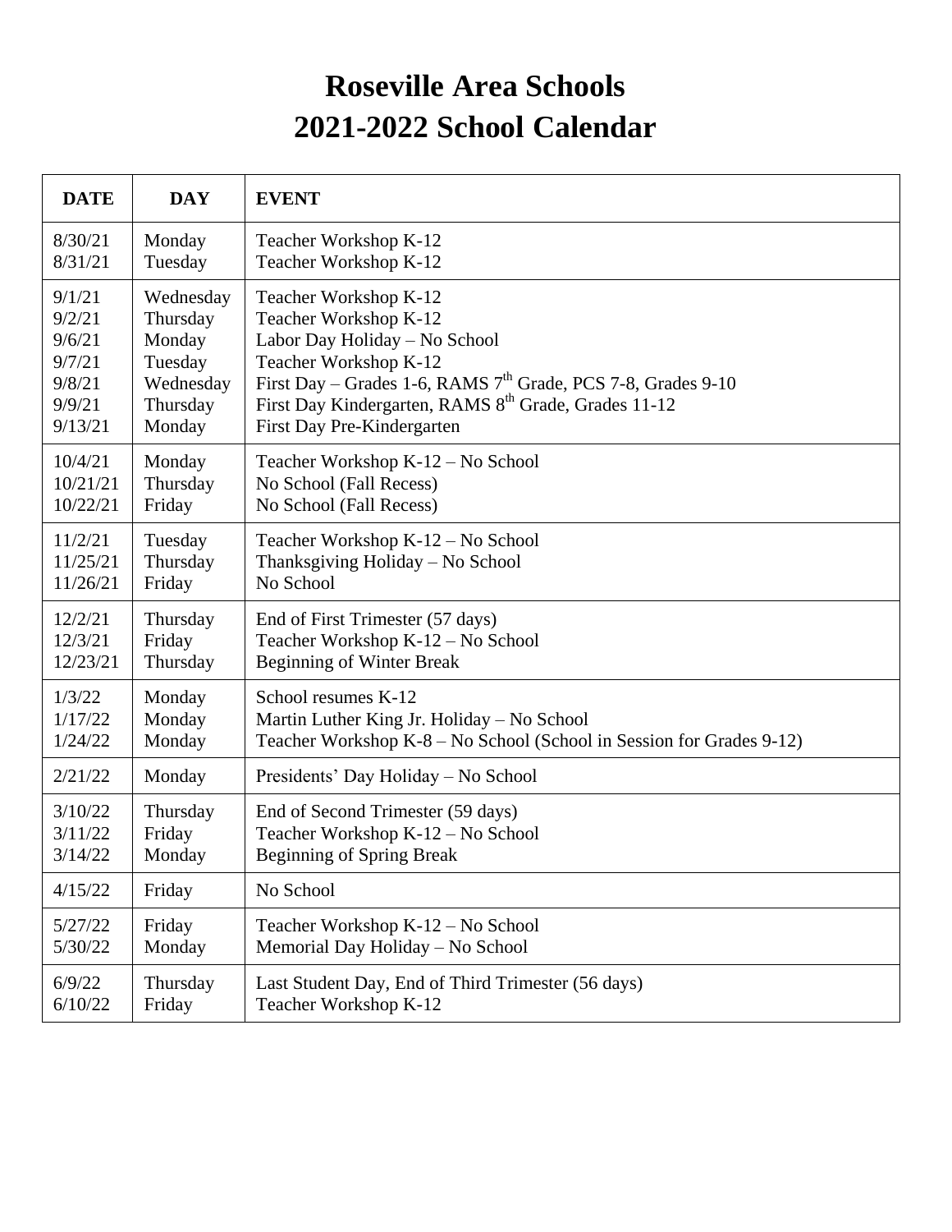# Roseville Area Schools
# 2021-2022 School Calendar

| DATE | DAY | EVENT |
|---|---|---|
| 8/30/21 | Monday | Teacher Workshop K-12 |
| 8/31/21 | Tuesday | Teacher Workshop K-12 |
| 9/1/21 | Wednesday | Teacher Workshop K-12 |
| 9/2/21 | Thursday | Teacher Workshop K-12 |
| 9/6/21 | Monday | Labor Day Holiday – No School |
| 9/7/21 | Tuesday | Teacher Workshop K-12 |
| 9/8/21 | Wednesday | First Day – Grades 1-6, RAMS 7th Grade, PCS 7-8, Grades 9-10 |
| 9/9/21 | Thursday | First Day Kindergarten, RAMS 8th Grade, Grades 11-12 |
| 9/13/21 | Monday | First Day Pre-Kindergarten |
| 10/4/21 | Monday | Teacher Workshop K-12 – No School |
| 10/21/21 | Thursday | No School (Fall Recess) |
| 10/22/21 | Friday | No School (Fall Recess) |
| 11/2/21 | Tuesday | Teacher Workshop K-12 – No School |
| 11/25/21 | Thursday | Thanksgiving Holiday – No School |
| 11/26/21 | Friday | No School |
| 12/2/21 | Thursday | End of First Trimester (57 days) |
| 12/3/21 | Friday | Teacher Workshop K-12 – No School |
| 12/23/21 | Thursday | Beginning of Winter Break |
| 1/3/22 | Monday | School resumes K-12 |
| 1/17/22 | Monday | Martin Luther King Jr. Holiday – No School |
| 1/24/22 | Monday | Teacher Workshop K-8 – No School (School in Session for Grades 9-12) |
| 2/21/22 | Monday | Presidents' Day Holiday – No School |
| 3/10/22 | Thursday | End of Second Trimester (59 days) |
| 3/11/22 | Friday | Teacher Workshop K-12 – No School |
| 3/14/22 | Monday | Beginning of Spring Break |
| 4/15/22 | Friday | No School |
| 5/27/22 | Friday | Teacher Workshop K-12 – No School |
| 5/30/22 | Monday | Memorial Day Holiday – No School |
| 6/9/22 | Thursday | Last Student Day, End of Third Trimester (56 days) |
| 6/10/22 | Friday | Teacher Workshop K-12 |